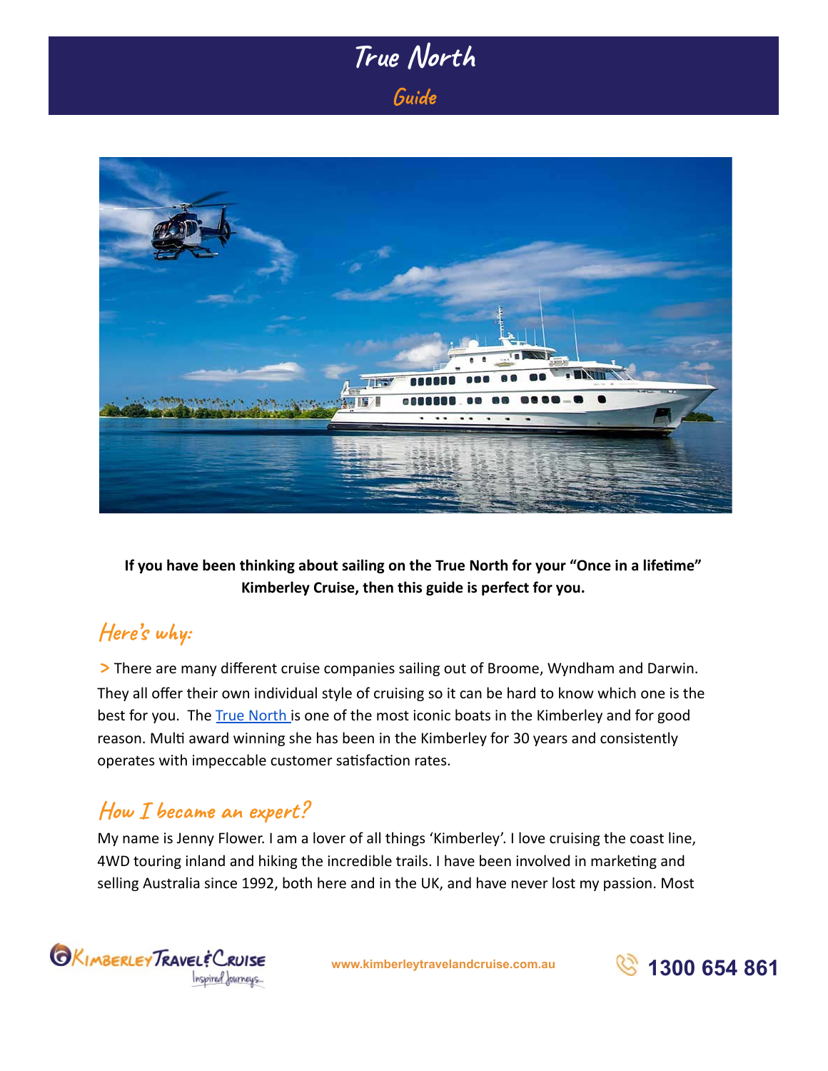# True North

## Guide

**If you have been thinking about sailing on the True North for your "Once in a lifetime" Kimberley Cruise, then this guide is perfect for you.**

## Here's why:

> There are many different cruise companies sailing out of Broome, Wyndham and Darwin. They all offer their own individual style of cruising so it can be hard to know which one is the best for you. The [True North](#) is one of the most iconic boats in the Kimberley and for good reason. Multi award winning she has been in the Kimberley for 30 years and consistently operates with impeccable customer satisfaction rates.

## How I became an expert?

My name is Jenny Flower. I am a lover of all things 'Kimberley'. I love cruising the coast line, 4WD touring inland and hiking the incredible trails. I have been involved in marketing and selling Australia since 1992, both here and in the UK, and have never lost my passion. Most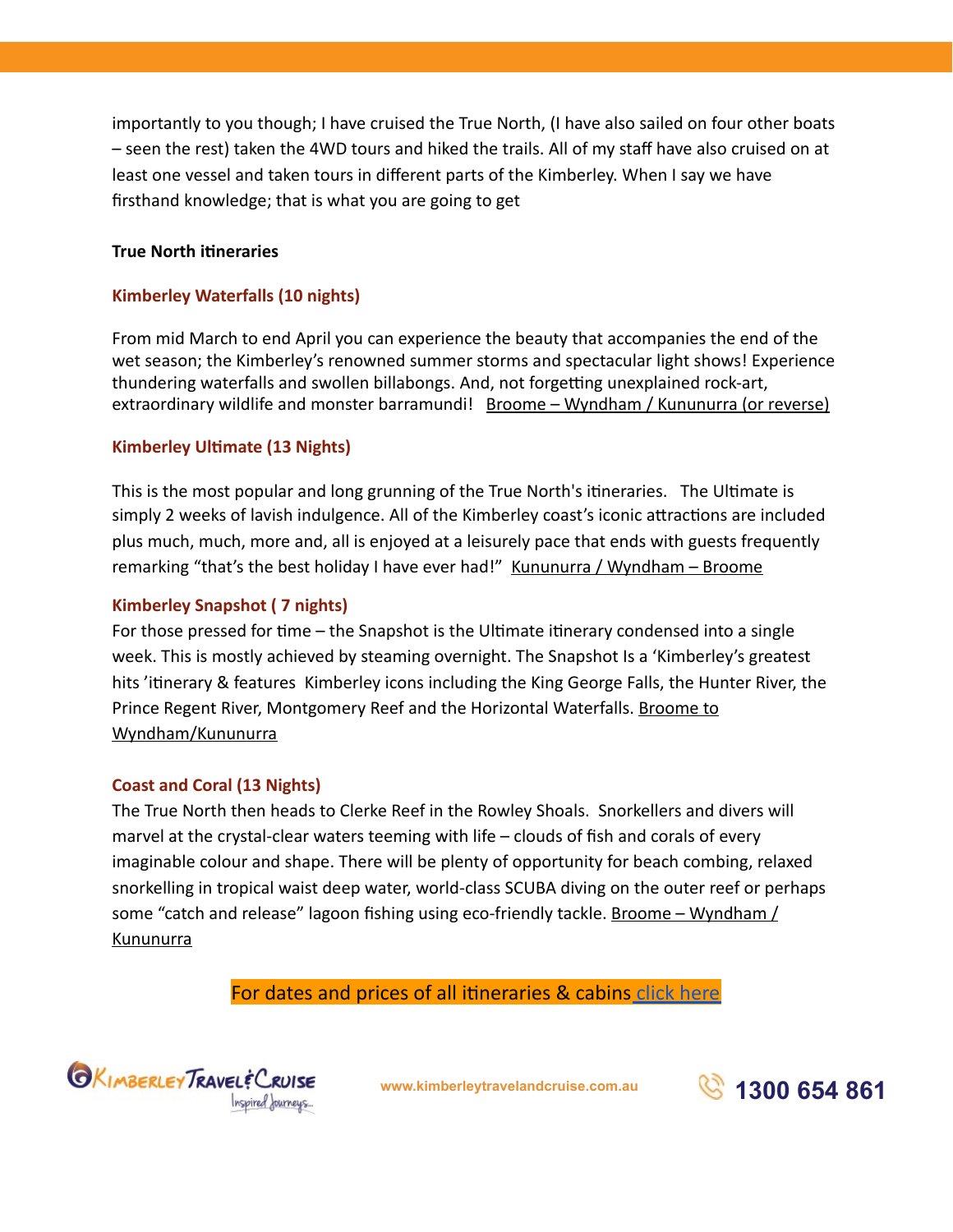importantly to you though; I have cruised the True North, (I have also sailed on four other boats – seen the rest) taken the 4WD tours and hiked the trails. All of my staff have also cruised on at least one vessel and taken tours in different parts of the Kimberley. When I say we have firsthand knowledge; that is what you are going to get

**True North itineraries**

### Kimberley Waterfalls (10 nights)

From mid March to end April you can experience the beauty that accompanies the end of the wet season; the Kimberley's renowned summer storms and spectacular light shows! Experience thundering waterfalls and swollen billabongs. And, not forgetting unexplained rock-art, extraordinary wildlife and monster barramundi! Broome – Wyndham / Kununurra (or reverse)

### Kimberley Ultimate (13 Nights)

This is the most popular and long grunning of the True North's itineraries. The Ultimate is simply 2 weeks of lavish indulgence. All of the Kimberley coast's iconic attractions are included plus much, much, more and, all is enjoyed at a leisurely pace that ends with guests frequently remarking "that's the best holiday I have ever had!" Kununurra / Wyndham – Broome

### Kimberley Snapshot ( 7 nights)

For those pressed for time – the Snapshot is the Ultimate itinerary condensed into a single week. This is mostly achieved by steaming overnight. The Snapshot Is a 'Kimberley's greatest hits 'itinerary & features Kimberley icons including the King George Falls, the Hunter River, the Prince Regent River, Montgomery Reef and the Horizontal Waterfalls. Broome to Wyndham/Kununurra

### Coast and Coral (13 Nights)

The True North then heads to Clerke Reef in the Rowley Shoals. Snorkellers and divers will marvel at the crystal-clear waters teeming with life – clouds of fish and corals of every imaginable colour and shape. There will be plenty of opportunity for beach combing, relaxed snorkelling in tropical waist deep water, world-class SCUBA diving on the outer reef or perhaps some "catch and release" lagoon fishing using eco-friendly tackle. Broome – Wyndham / Kununurra

For dates and prices of all itineraries & cabins click here

Kimberley Travel & Cruise – Inspired Journeys... | www.kimberleytravelandcruise.com.au | 1300 654 861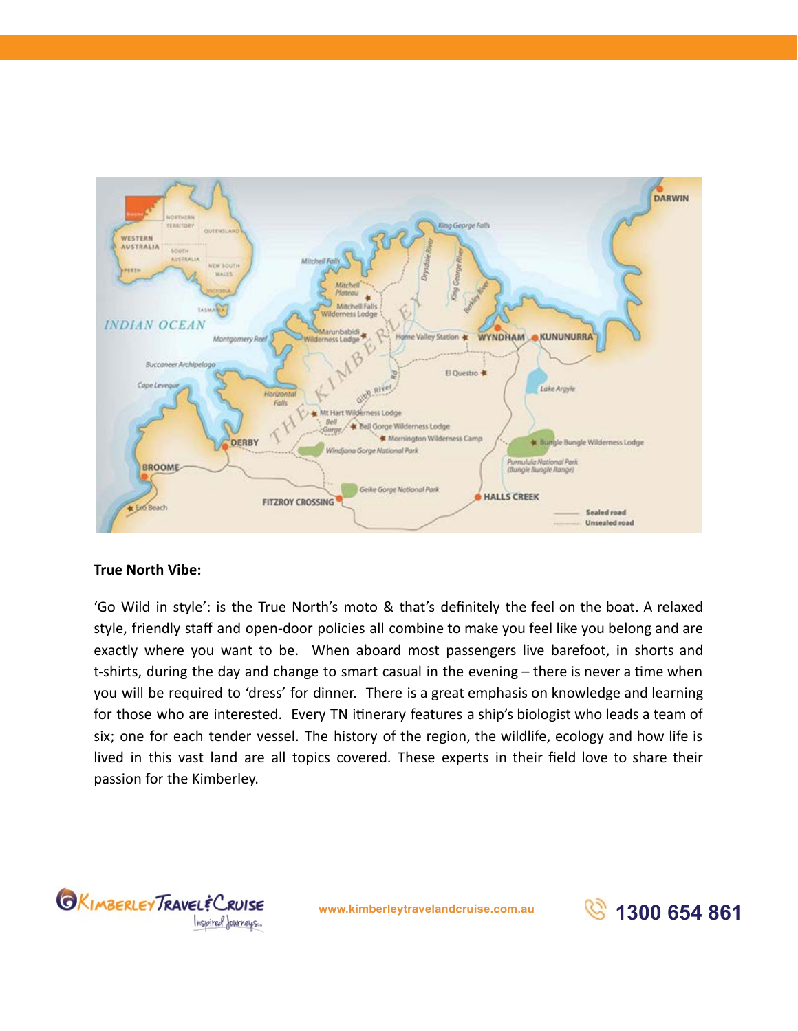**True North Vibe:**

'Go Wild in style': is the True North's moto & that's definitely the feel on the boat. A relaxed style, friendly staff and open-door policies all combine to make you feel like you belong and are exactly where you want to be. When aboard most passengers live barefoot, in shorts and t-shirts, during the day and change to smart casual in the evening – there is never a time when you will be required to 'dress' for dinner. There is a great emphasis on knowledge and learning for those who are interested. Every TN itinerary features a ship's biologist who leads a team of six; one for each tender vessel. The history of the region, the wildlife, ecology and how life is lived in this vast land are all topics covered. These experts in their field love to share their passion for the Kimberley.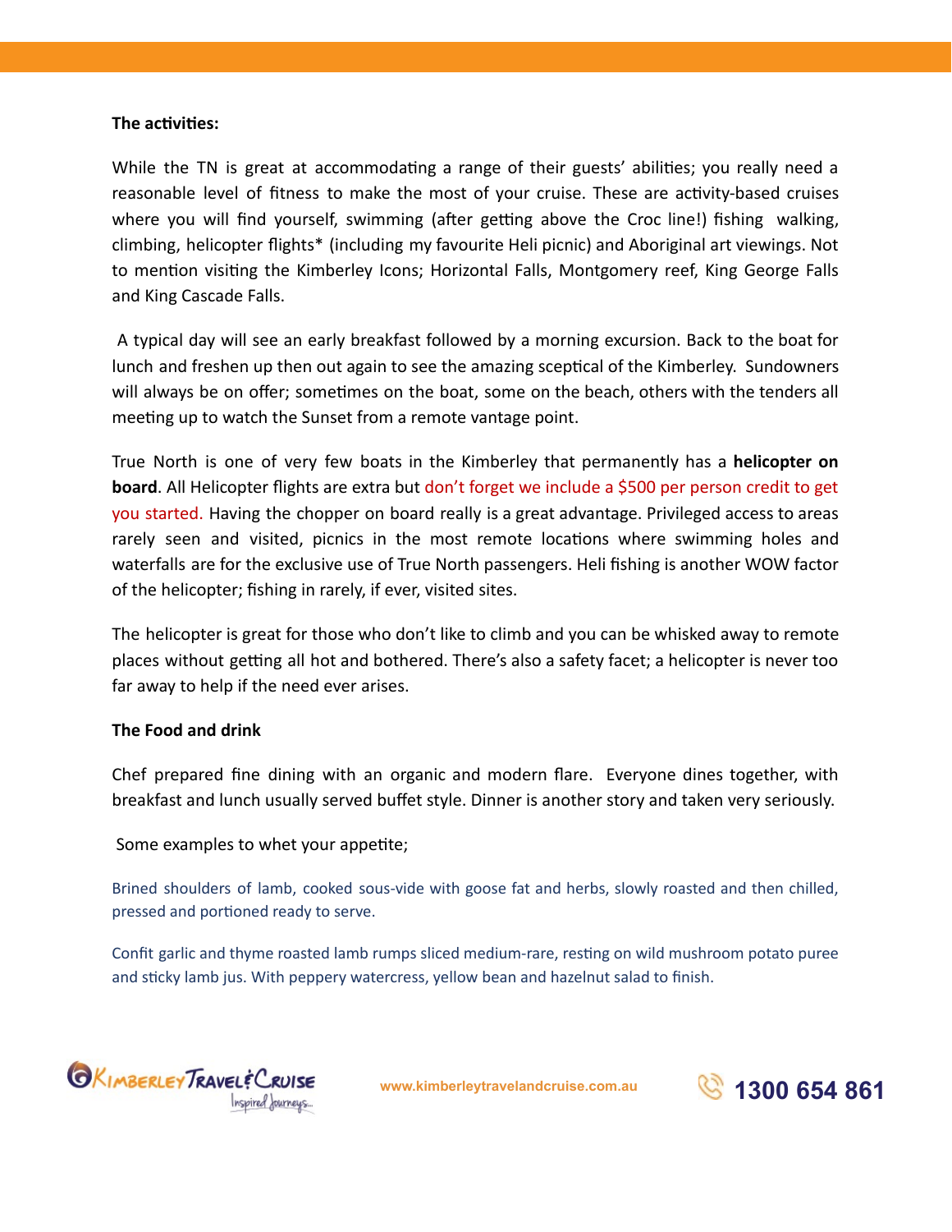**The activities:**

While the TN is great at accommodating a range of their guests' abilities; you really need a reasonable level of fitness to make the most of your cruise. These are activity-based cruises where you will find yourself, swimming (after getting above the Croc line!) fishing walking, climbing, helicopter flights* (including my favourite Heli picnic) and Aboriginal art viewings. Not to mention visiting the Kimberley Icons; Horizontal Falls, Montgomery reef, King George Falls and King Cascade Falls.

A typical day will see an early breakfast followed by a morning excursion. Back to the boat for lunch and freshen up then out again to see the amazing sceptical of the Kimberley. Sundowners will always be on offer; sometimes on the boat, some on the beach, others with the tenders all meeting up to watch the Sunset from a remote vantage point.

True North is one of very few boats in the Kimberley that permanently has a **helicopter on board**. All Helicopter flights are extra but don't forget we include a $500 per person credit to get you started. Having the chopper on board really is a great advantage. Privileged access to areas rarely seen and visited, picnics in the most remote locations where swimming holes and waterfalls are for the exclusive use of True North passengers. Heli fishing is another WOW factor of the helicopter; fishing in rarely, if ever, visited sites.

The helicopter is great for those who don't like to climb and you can be whisked away to remote places without getting all hot and bothered. There's also a safety facet; a helicopter is never too far away to help if the need ever arises.

**The Food and drink**

Chef prepared fine dining with an organic and modern flare. Everyone dines together, with breakfast and lunch usually served buffet style. Dinner is another story and taken very seriously.

Some examples to whet your appetite;

Brined shoulders of lamb, cooked sous-vide with goose fat and herbs, slowly roasted and then chilled, pressed and portioned ready to serve.

Confit garlic and thyme roasted lamb rumps sliced medium-rare, resting on wild mushroom potato puree and sticky lamb jus. With peppery watercress, yellow bean and hazelnut salad to finish.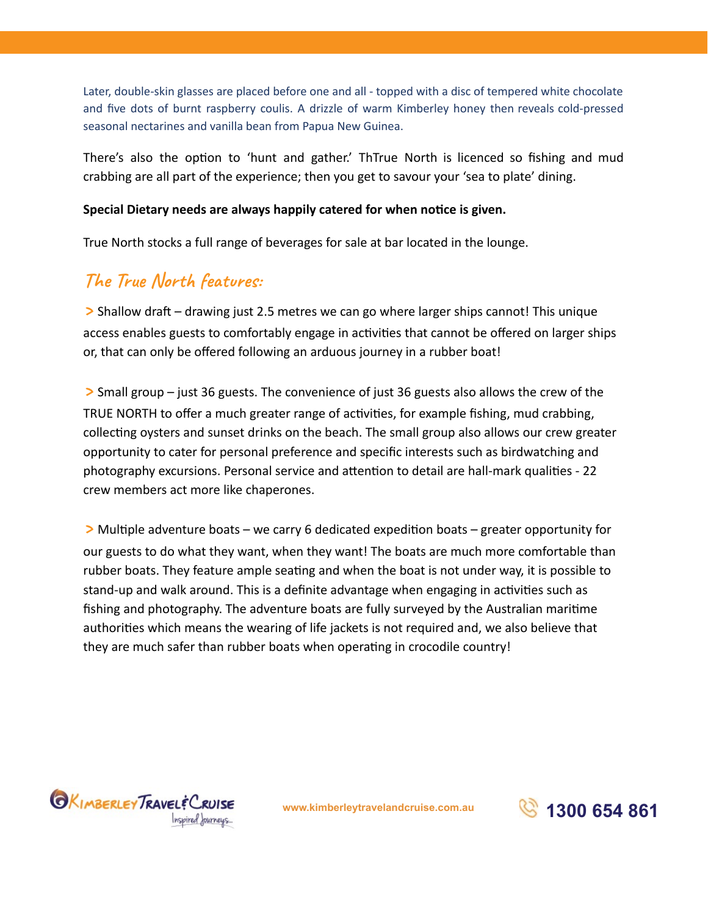Later, double-skin glasses are placed before one and all - topped with a disc of tempered white chocolate and five dots of burnt raspberry coulis. A drizzle of warm Kimberley honey then reveals cold-pressed seasonal nectarines and vanilla bean from Papua New Guinea.

There's also the option to 'hunt and gather.' ThTrue North is licenced so fishing and mud crabbing are all part of the experience; then you get to savour your 'sea to plate' dining.

**Special Dietary needs are always happily catered for when notice is given.**

True North stocks a full range of beverages for sale at bar located in the lounge.

## The True North features:

> Shallow draft – drawing just 2.5 metres we can go where larger ships cannot! This unique access enables guests to comfortably engage in activities that cannot be offered on larger ships or, that can only be offered following an arduous journey in a rubber boat!

> Small group – just 36 guests. The convenience of just 36 guests also allows the crew of the TRUE NORTH to offer a much greater range of activities, for example fishing, mud crabbing, collecting oysters and sunset drinks on the beach. The small group also allows our crew greater opportunity to cater for personal preference and specific interests such as birdwatching and photography excursions. Personal service and attention to detail are hall-mark qualities - 22 crew members act more like chaperones.

> Multiple adventure boats – we carry 6 dedicated expedition boats – greater opportunity for our guests to do what they want, when they want! The boats are much more comfortable than rubber boats. They feature ample seating and when the boat is not under way, it is possible to stand-up and walk around. This is a definite advantage when engaging in activities such as fishing and photography. The adventure boats are fully surveyed by the Australian maritime authorities which means the wearing of life jackets is not required and, we also believe that they are much safer than rubber boats when operating in crocodile country!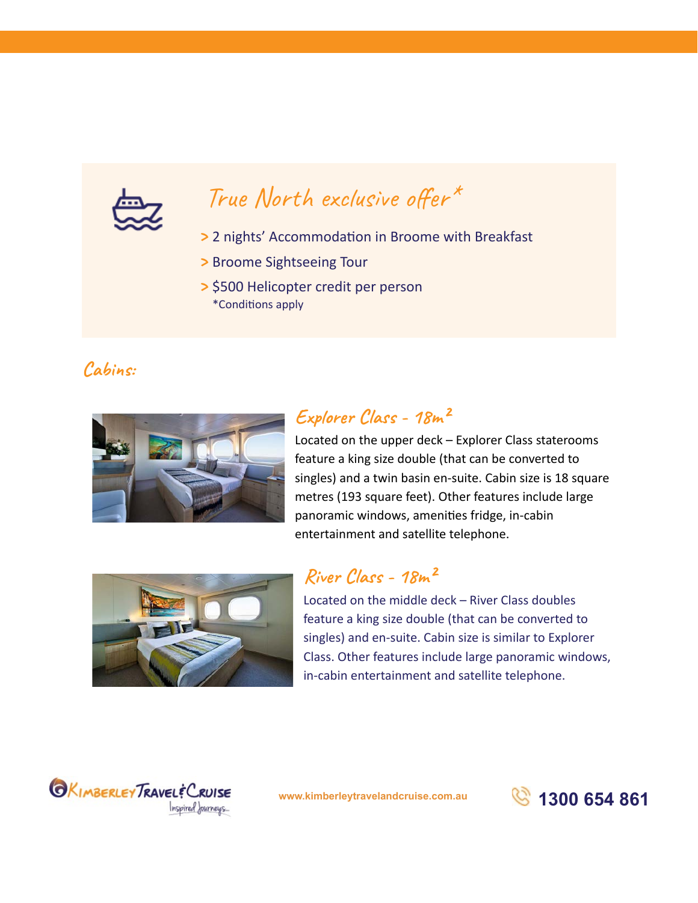## True North exclusive offer*

- 2 nights' Accommodation in Broome with Breakfast
- Broome Sightseeing Tour
- $500 Helicopter credit per person

*Conditions apply

## Cabins:

### Explorer Class - $18m^2$

Located on the upper deck – Explorer Class staterooms feature a king size double (that can be converted to singles) and a twin basin en-suite. Cabin size is 18 square metres (193 square feet). Other features include large panoramic windows, amenities fridge, in-cabin entertainment and satellite telephone.

### River Class - $18m^2$

Located on the middle deck – River Class doubles feature a king size double (that can be converted to singles) and en-suite. Cabin size is similar to Explorer Class. Other features include large panoramic windows, in-cabin entertainment and satellite telephone.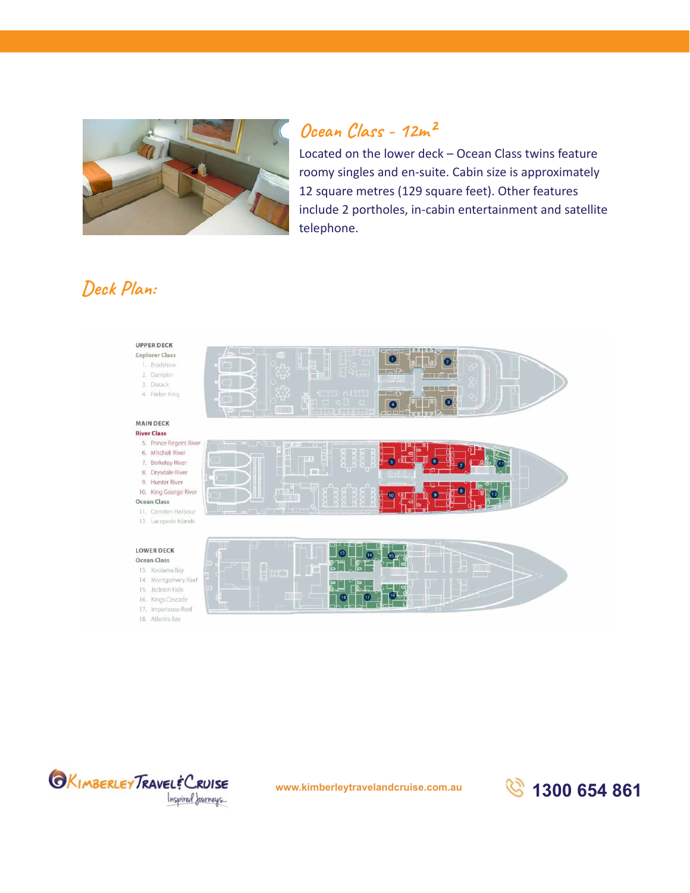## Ocean Class - 12m²

Located on the lower deck – Ocean Class twins feature roomy singles and en-suite. Cabin size is approximately 12 square metres (129 square feet). Other features include 2 portholes, in-cabin entertainment and satellite telephone.

## Deck Plan:

**UPPER DECK**

**Explorer Class**

1. Bradshaw
2. Dampier
3. Durack
4. Parker King

**MAIN DECK**

**River Class**

5. Prince Regent River
6. Mitchell River
7. Berkeley River
8. Drysdale River
9. Hunter River
10. King George River

**Ocean Class**

11. Camden Harbour
12. Lacepede Islands

**LOWER DECK**

**Ocean Class**

13. Koolama Bay
14. Montgomery Reef
15. Jackson Falls
16. Kings Cascade
17. Imperieuse Reef
18. Atlantis Bay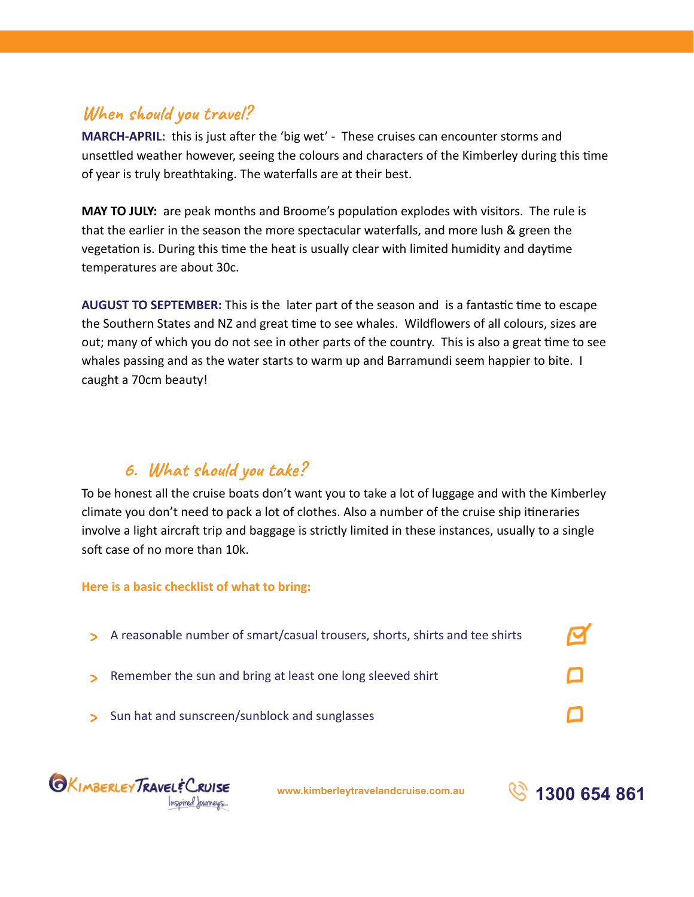## When should you travel?

**MARCH-APRIL:** this is just after the 'big wet' - These cruises can encounter storms and unsettled weather however, seeing the colours and characters of the Kimberley during this time of year is truly breathtaking. The waterfalls are at their best.

**MAY TO JULY:** are peak months and Broome's population explodes with visitors. The rule is that the earlier in the season the more spectacular waterfalls, and more lush & green the vegetation is. During this time the heat is usually clear with limited humidity and daytime temperatures are about 30c.

**AUGUST TO SEPTEMBER:** This is the later part of the season and is a fantastic time to escape the Southern States and NZ and great time to see whales. Wildflowers of all colours, sizes are out; many of which you do not see in other parts of the country. This is also a great time to see whales passing and as the water starts to warm up and Barramundi seem happier to bite. I caught a 70cm beauty!

## 6. What should you take?

To be honest all the cruise boats don't want you to take a lot of luggage and with the Kimberley climate you don't need to pack a lot of clothes. Also a number of the cruise ship itineraries involve a light aircraft trip and baggage is strictly limited in these instances, usually to a single soft case of no more than 10k.

**Here is a basic checklist of what to bring:**

- [x] A reasonable number of smart/casual trousers, shorts, shirts and tee shirts
- [ ] Remember the sun and bring at least one long sleeved shirt
- [ ] Sun hat and sunscreen/sunblock and sunglasses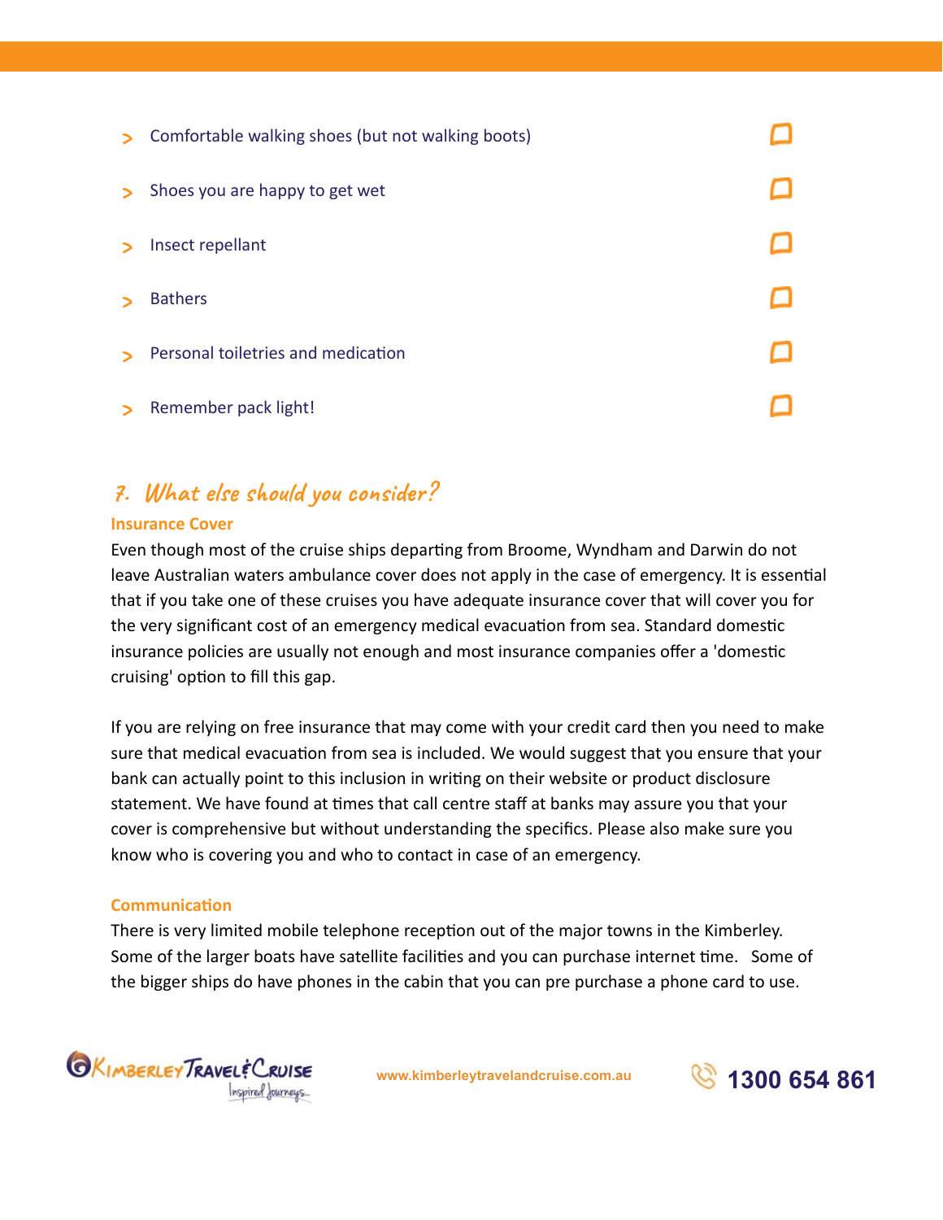- Comfortable walking shoes (but not walking boots) ☐
- Shoes you are happy to get wet ☐
- Insect repellant ☐
- Bathers ☐
- Personal toiletries and medication ☐
- Remember pack light! ☐

## 7. What else should you consider?

### Insurance Cover

Even though most of the cruise ships departing from Broome, Wyndham and Darwin do not leave Australian waters ambulance cover does not apply in the case of emergency. It is essential that if you take one of these cruises you have adequate insurance cover that will cover you for the very significant cost of an emergency medical evacuation from sea. Standard domestic insurance policies are usually not enough and most insurance companies offer a 'domestic cruising' option to fill this gap.

If you are relying on free insurance that may come with your credit card then you need to make sure that medical evacuation from sea is included. We would suggest that you ensure that your bank can actually point to this inclusion in writing on their website or product disclosure statement. We have found at times that call centre staff at banks may assure you that your cover is comprehensive but without understanding the specifics. Please also make sure you know who is covering you and who to contact in case of an emergency.

### Communication

There is very limited mobile telephone reception out of the major towns in the Kimberley. Some of the larger boats have satellite facilities and you can purchase internet time. Some of the bigger ships do have phones in the cabin that you can pre purchase a phone card to use.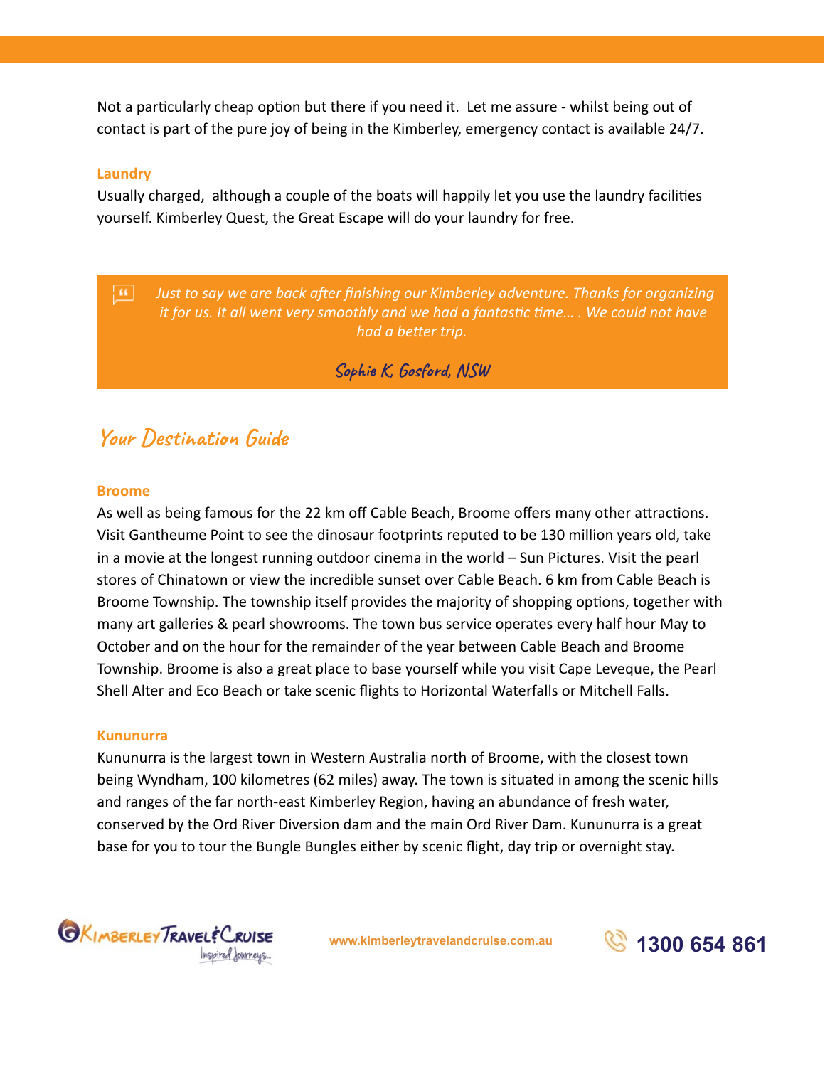Not a particularly cheap option but there if you need it.  Let me assure - whilst being out of contact is part of the pure joy of being in the Kimberley, emergency contact is available 24/7.

### Laundry

Usually charged,  although a couple of the boats will happily let you use the laundry facilities yourself. Kimberley Quest, the Great Escape will do your laundry for free.

> *Just to say we are back after finishing our Kimberley adventure. Thanks for organizing it for us. It all went very smoothly and we had a fantastic time… . We could not have had a better trip.*
>
> Sophie K, Gosford, NSW

## Your Destination Guide

### Broome

As well as being famous for the 22 km off Cable Beach, Broome offers many other attractions. Visit Gantheume Point to see the dinosaur footprints reputed to be 130 million years old, take in a movie at the longest running outdoor cinema in the world – Sun Pictures. Visit the pearl stores of Chinatown or view the incredible sunset over Cable Beach. 6 km from Cable Beach is Broome Township. The township itself provides the majority of shopping options, together with many art galleries & pearl showrooms. The town bus service operates every half hour May to October and on the hour for the remainder of the year between Cable Beach and Broome Township. Broome is also a great place to base yourself while you visit Cape Leveque, the Pearl Shell Alter and Eco Beach or take scenic flights to Horizontal Waterfalls or Mitchell Falls.

### Kununurra

Kununurra is the largest town in Western Australia north of Broome, with the closest town being Wyndham, 100 kilometres (62 miles) away. The town is situated in among the scenic hills and ranges of the far north-east Kimberley Region, having an abundance of fresh water, conserved by the Ord River Diversion dam and the main Ord River Dam. Kununurra is a great base for you to tour the Bungle Bungles either by scenic flight, day trip or overnight stay.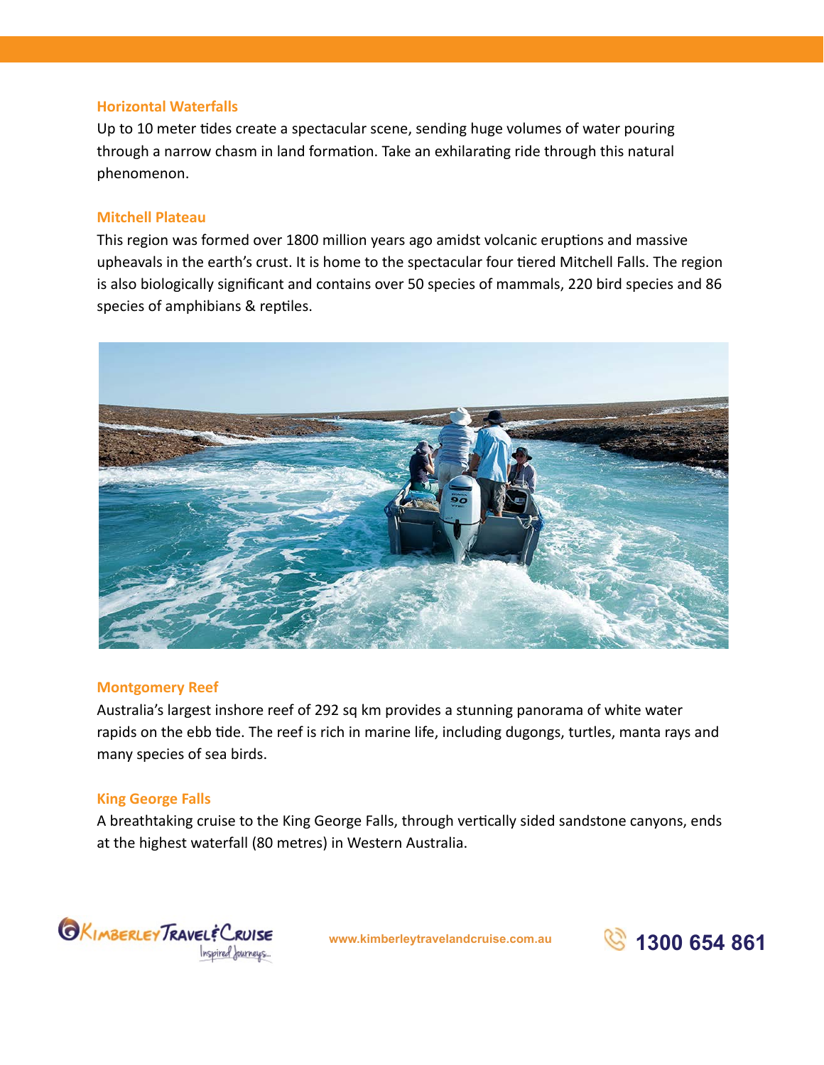### Horizontal Waterfalls

Up to 10 meter tides create a spectacular scene, sending huge volumes of water pouring through a narrow chasm in land formation. Take an exhilarating ride through this natural phenomenon.

### Mitchell Plateau

This region was formed over 1800 million years ago amidst volcanic eruptions and massive upheavals in the earth's crust. It is home to the spectacular four tiered Mitchell Falls. The region is also biologically significant and contains over 50 species of mammals, 220 bird species and 86 species of amphibians & reptiles.

### Montgomery Reef

Australia's largest inshore reef of 292 sq km provides a stunning panorama of white water rapids on the ebb tide. The reef is rich in marine life, including dugongs, turtles, manta rays and many species of sea birds.

### King George Falls

A breathtaking cruise to the King George Falls, through vertically sided sandstone canyons, ends at the highest waterfall (80 metres) in Western Australia.

Kimberley Travel & Cruise — Inspired Journeys...

www.kimberleytravelandcruise.com.au

1300 654 861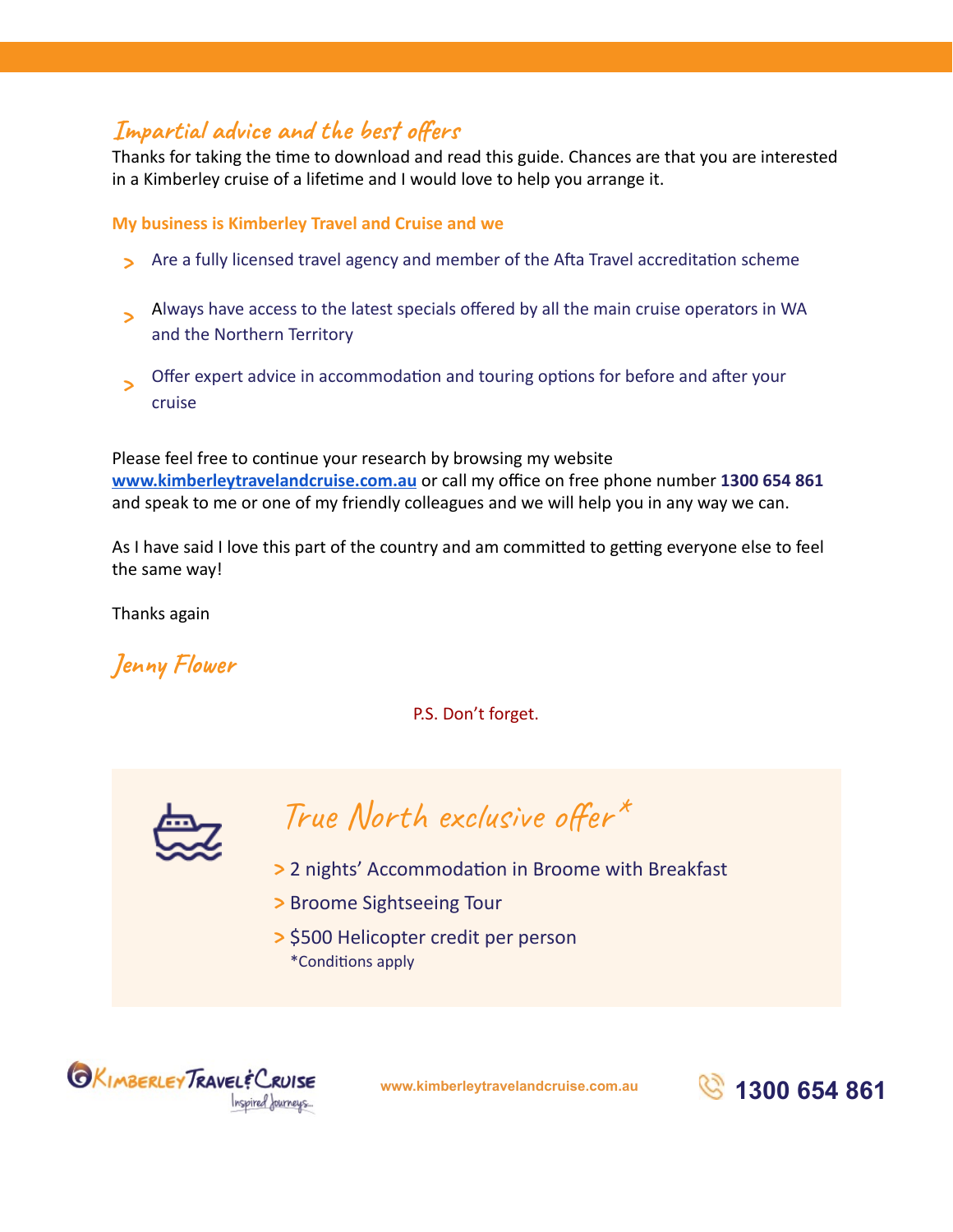## Impartial advice and the best offers

Thanks for taking the time to download and read this guide. Chances are that you are interested in a Kimberley cruise of a lifetime and I would love to help you arrange it.

**My business is Kimberley Travel and Cruise and we**

- Are a fully licensed travel agency and member of the Afta Travel accreditation scheme
- Always have access to the latest specials offered by all the main cruise operators in WA and the Northern Territory
- Offer expert advice in accommodation and touring options for before and after your cruise

Please feel free to continue your research by browsing my website [www.kimberleytravelandcruise.com.au](http://www.kimberleytravelandcruise.com.au) or call my office on free phone number **1300 654 861** and speak to me or one of my friendly colleagues and we will help you in any way we can.

As I have said I love this part of the country and am committed to getting everyone else to feel the same way!

Thanks again

*Jenny Flower*

P.S. Don't forget.

### True North exclusive offer*

- 2 nights' Accommodation in Broome with Breakfast
- Broome Sightseeing Tour
- $500 Helicopter credit per person

*Conditions apply

Kimberley Travel & Cruise – Inspired Journeys

www.kimberleytravelandcruise.com.au

**1300 654 861**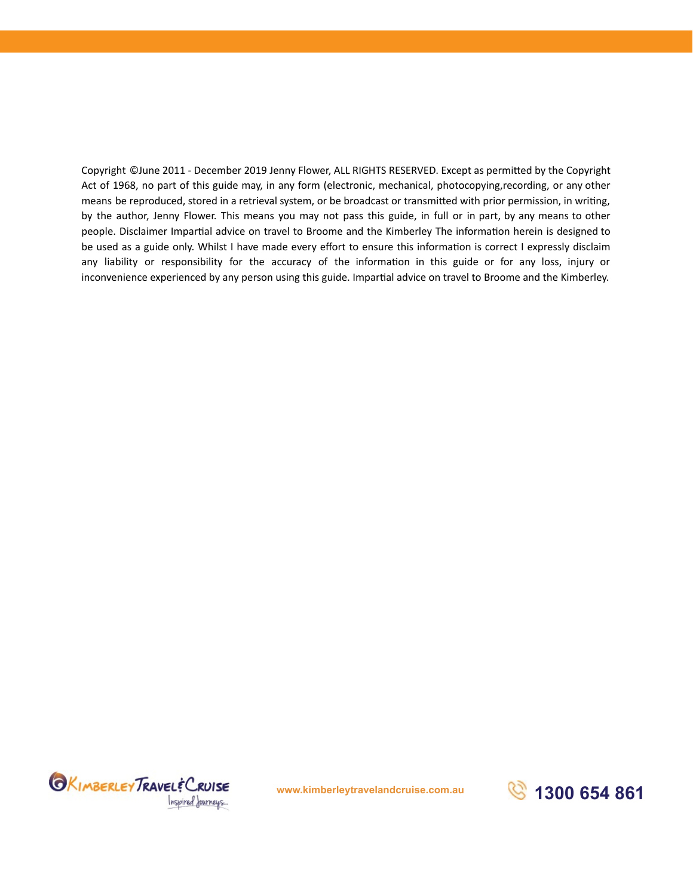Copyright ©June 2011 - December 2019 Jenny Flower, ALL RIGHTS RESERVED. Except as permitted by the Copyright Act of 1968, no part of this guide may, in any form (electronic, mechanical, photocopying,recording, or any other means be reproduced, stored in a retrieval system, or be broadcast or transmitted with prior permission, in writing, by the author, Jenny Flower. This means you may not pass this guide, in full or in part, by any means to other people. Disclaimer Impartial advice on travel to Broome and the Kimberley The information herein is designed to be used as a guide only. Whilst I have made every effort to ensure this information is correct I expressly disclaim any liability or responsibility for the accuracy of the information in this guide or for any loss, injury or inconvenience experienced by any person using this guide. Impartial advice on travel to Broome and the Kimberley.